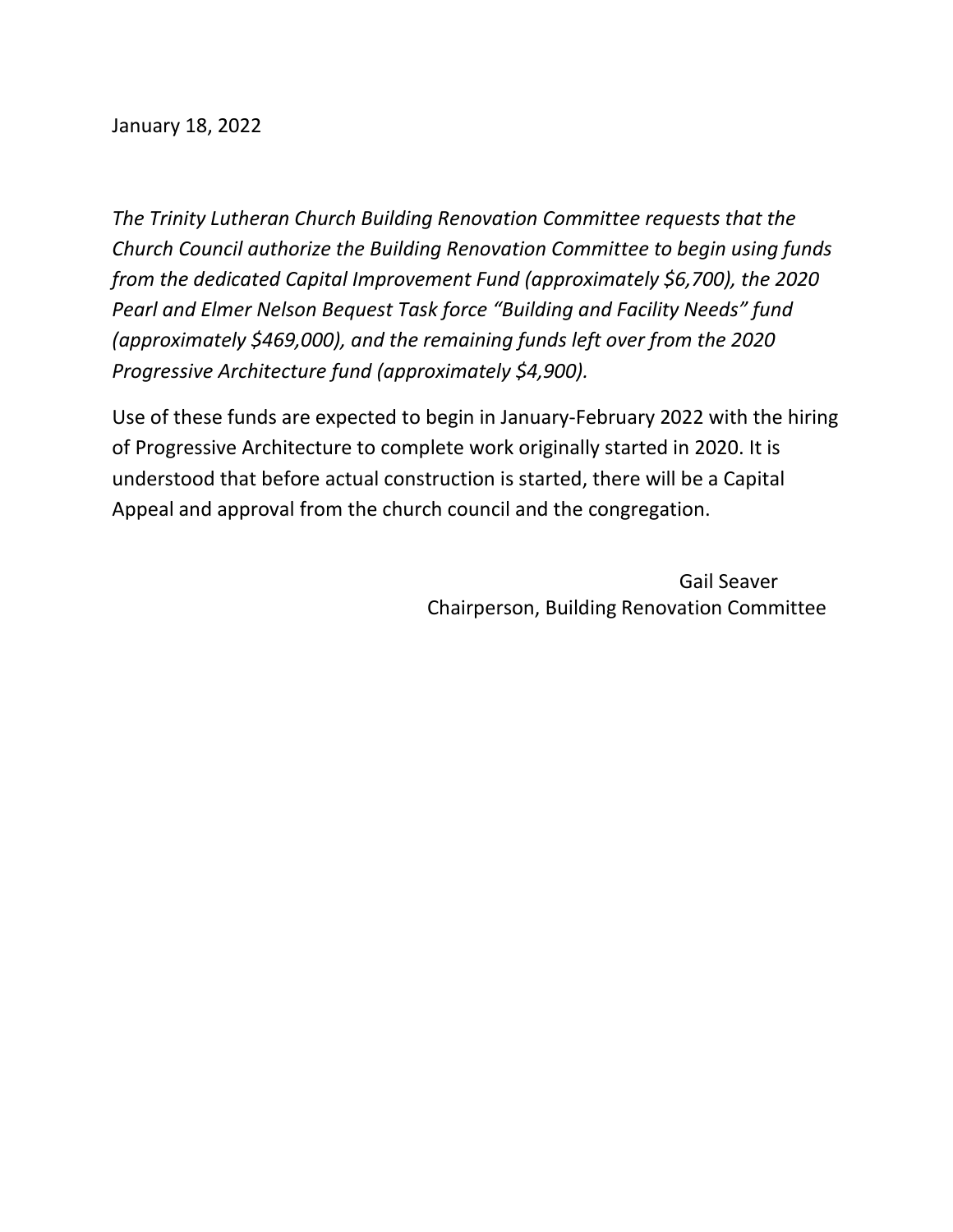January 18, 2022

*The Trinity Lutheran Church Building Renovation Committee requests that the Church Council authorize the Building Renovation Committee to begin using funds from the dedicated Capital Improvement Fund (approximately $6,700), the 2020 Pearl and Elmer Nelson Bequest Task force "Building and Facility Needs" fund (approximately $469,000), and the remaining funds left over from the 2020 Progressive Architecture fund (approximately $4,900).*

Use of these funds are expected to begin in January-February 2022 with the hiring of Progressive Architecture to complete work originally started in 2020. It is understood that before actual construction is started, there will be a Capital Appeal and approval from the church council and the congregation.

Gail Seaver
Chairperson, Building Renovation Committee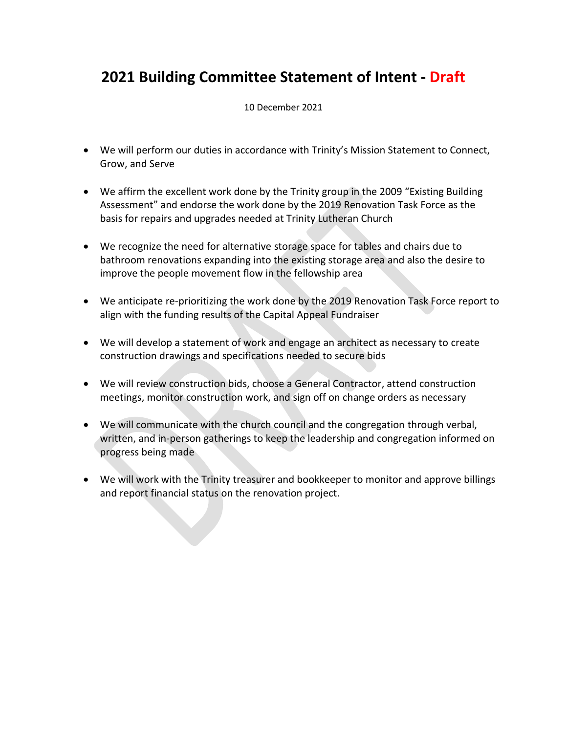# 2021 Building Committee Statement of Intent - Draft

10 December 2021

- We will perform our duties in accordance with Trinity's Mission Statement to Connect, Grow, and Serve
- We affirm the excellent work done by the Trinity group in the 2009 "Existing Building Assessment" and endorse the work done by the 2019 Renovation Task Force as the basis for repairs and upgrades needed at Trinity Lutheran Church
- We recognize the need for alternative storage space for tables and chairs due to bathroom renovations expanding into the existing storage area and also the desire to improve the people movement flow in the fellowship area
- We anticipate re-prioritizing the work done by the 2019 Renovation Task Force report to align with the funding results of the Capital Appeal Fundraiser
- We will develop a statement of work and engage an architect as necessary to create construction drawings and specifications needed to secure bids
- We will review construction bids, choose a General Contractor, attend construction meetings, monitor construction work, and sign off on change orders as necessary
- We will communicate with the church council and the congregation through verbal, written, and in-person gatherings to keep the leadership and congregation informed on progress being made
- We will work with the Trinity treasurer and bookkeeper to monitor and approve billings and report financial status on the renovation project.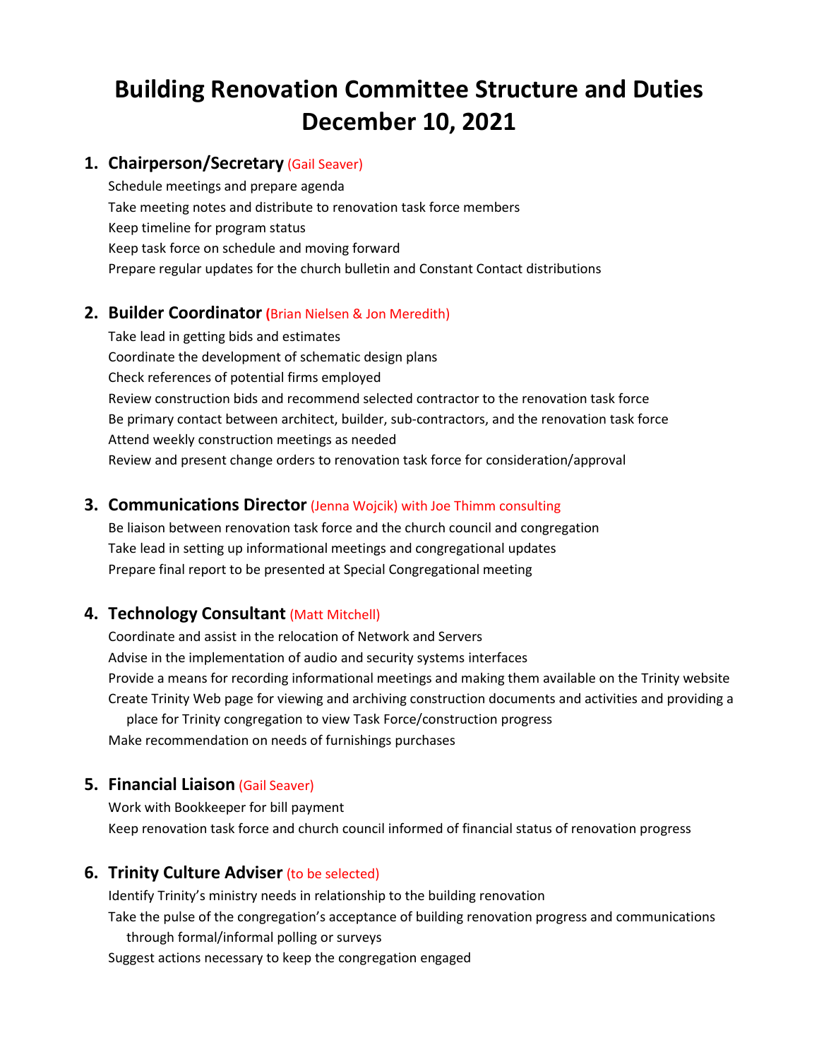# Building Renovation Committee Structure and Duties December 10, 2021

## 1. Chairperson/Secretary (Gail Seaver)

Schedule meetings and prepare agenda
Take meeting notes and distribute to renovation task force members
Keep timeline for program status
Keep task force on schedule and moving forward
Prepare regular updates for the church bulletin and Constant Contact distributions

## 2. Builder Coordinator (Brian Nielsen & Jon Meredith)

Take lead in getting bids and estimates
Coordinate the development of schematic design plans
Check references of potential firms employed
Review construction bids and recommend selected contractor to the renovation task force
Be primary contact between architect, builder, sub-contractors, and the renovation task force
Attend weekly construction meetings as needed
Review and present change orders to renovation task force for consideration/approval

## 3. Communications Director (Jenna Wojcik) with Joe Thimm consulting

Be liaison between renovation task force and the church council and congregation
Take lead in setting up informational meetings and congregational updates
Prepare final report to be presented at Special Congregational meeting

## 4. Technology Consultant (Matt Mitchell)

Coordinate and assist in the relocation of Network and Servers
Advise in the implementation of audio and security systems interfaces
Provide a means for recording informational meetings and making them available on the Trinity website
Create Trinity Web page for viewing and archiving construction documents and activities and providing a place for Trinity congregation to view Task Force/construction progress
Make recommendation on needs of furnishings purchases

## 5. Financial Liaison (Gail Seaver)

Work with Bookkeeper for bill payment
Keep renovation task force and church council informed of financial status of renovation progress

## 6. Trinity Culture Adviser (to be selected)

Identify Trinity's ministry needs in relationship to the building renovation
Take the pulse of the congregation's acceptance of building renovation progress and communications through formal/informal polling or surveys
Suggest actions necessary to keep the congregation engaged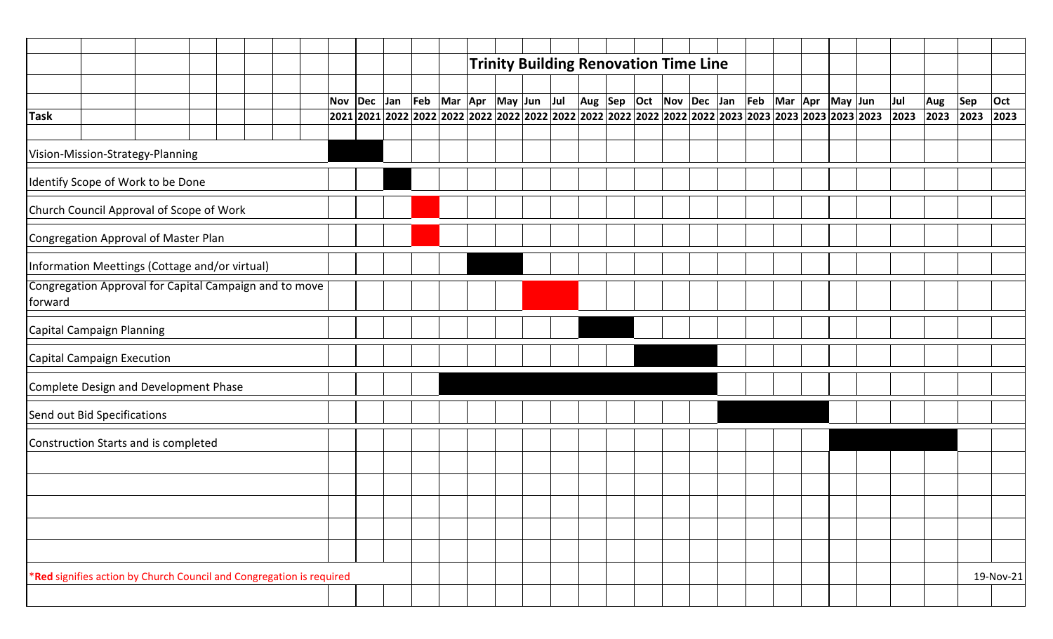# Trinity Building Renovation Time Line

Task

Nov 2021, Dec 2021, Jan 2022, Feb 2022, Mar 2022, Apr 2022, May 2022, Jun 2022, Jul 2022, Aug 2022, Sep 2022, Oct 2022, Nov 2022, Dec 2022, Jan 2023, Feb 2023, Mar 2023, Apr 2023, May 2023, Jun 2023, Jul 2023, Aug 2023, Sep 2023, Oct 2023

Vision-Mission-Strategy-Planning

Identify Scope of Work to be Done

Church Council Approval of Scope of Work

Congregation Approval of Master Plan

Information Meettings (Cottage and/or virtual)

Congregation Approval for Capital Campaign and to move forward

Capital Campaign Planning

Capital Campaign Execution

Complete Design and Development Phase

Send out Bid Specifications

Construction Starts and is completed

*Red signifies action by Church Council and Congregation is required

19-Nov-21